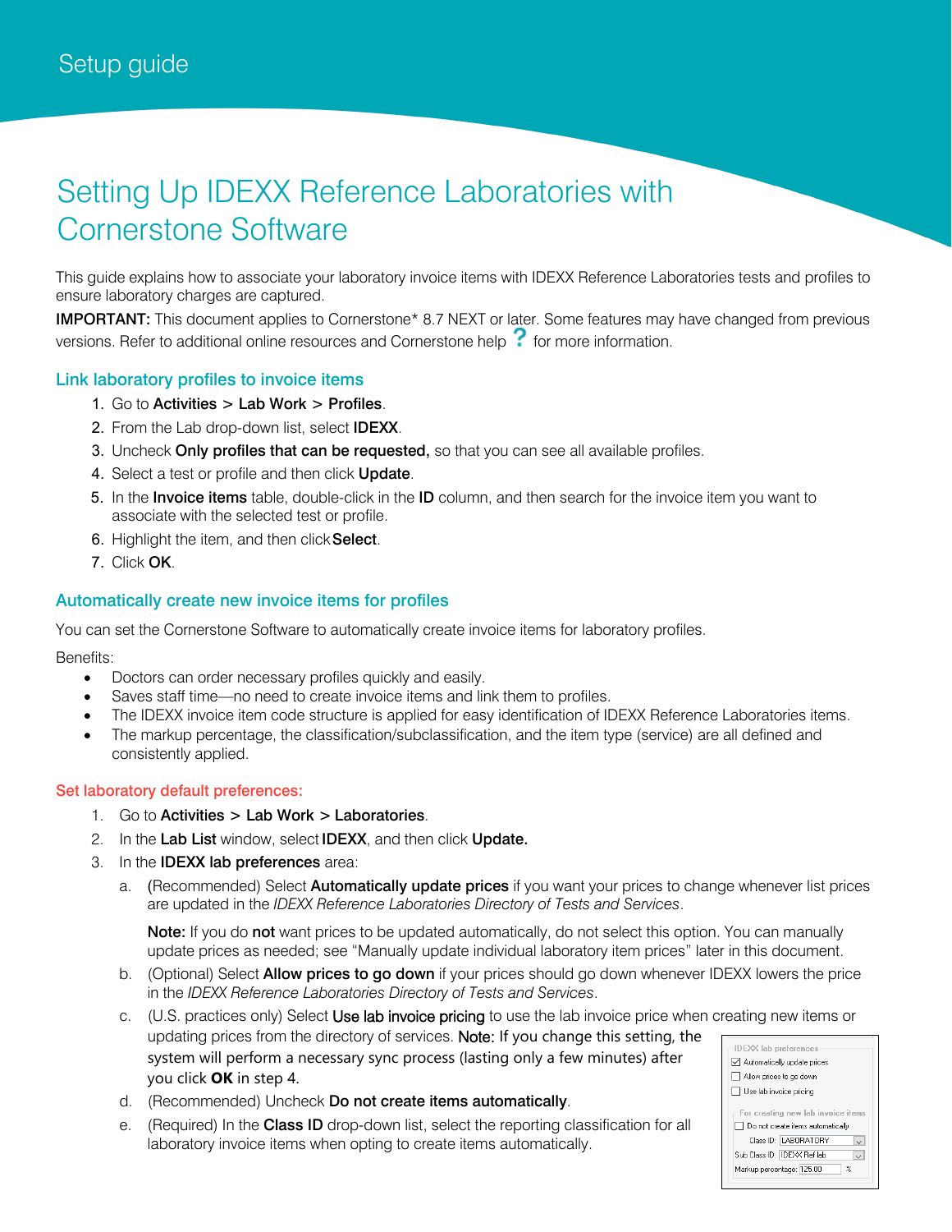Setup guide

# Setting Up IDEXX Reference Laboratories with Cornerstone Software

This guide explains how to associate your laboratory invoice items with IDEXX Reference Laboratories tests and profiles to ensure laboratory charges are captured.

**IMPORTANT:** This document applies to Cornerstone* 8.7 NEXT or later. Some features may have changed from previous versions. Refer to additional online resources and Cornerstone help **?** for more information.

## Link laboratory profiles to invoice items

1. Go to **Activities** > **Lab Work** > **Profiles**.
2. From the Lab drop-down list, select **IDEXX**.
3. Uncheck **Only profiles that can be requested,** so that you can see all available profiles.
4. Select a test or profile and then click **Update**.
5. In the **Invoice items** table, double-click in the **ID** column, and then search for the invoice item you want to associate with the selected test or profile.
6. Highlight the item, and then click **Select**.
7. Click **OK**.

## Automatically create new invoice items for profiles

You can set the Cornerstone Software to automatically create invoice items for laboratory profiles.

Benefits:

- Doctors can order necessary profiles quickly and easily.
- Saves staff time—no need to create invoice items and link them to profiles.
- The IDEXX invoice item code structure is applied for easy identification of IDEXX Reference Laboratories items.
- The markup percentage, the classification/subclassification, and the item type (service) are all defined and consistently applied.

### Set laboratory default preferences:

1. Go to **Activities** > **Lab Work** > **Laboratories**.
2. In the **Lab List** window, select **IDEXX**, and then click **Update.**
3. In the **IDEXX lab preferences** area:
   a. (Recommended) Select **Automatically update prices** if you want your prices to change whenever list prices are updated in the *IDEXX Reference Laboratories Directory of Tests and Services*.

      **Note:** If you do **not** want prices to be updated automatically, do not select this option. You can manually update prices as needed; see "Manually update individual laboratory item prices" later in this document.

   b. (Optional) Select **Allow prices to go down** if your prices should go down whenever IDEXX lowers the price in the *IDEXX Reference Laboratories Directory of Tests and Services*.
   c. (U.S. practices only) Select **Use lab invoice pricing** to use the lab invoice price when creating new items or updating prices from the directory of services. **Note:** If you change this setting, the system will perform a necessary sync process (lasting only a few minutes) after you click **OK** in step 4.
   d. (Recommended) Uncheck **Do not create items automatically**.
   e. (Required) In the **Class ID** drop-down list, select the reporting classification for all laboratory invoice items when opting to create items automatically.

IDEXX lab preferences
- [x] Automatically update prices
- [ ] Allow prices to go down
- [ ] Use lab invoice pricing

For creating new lab invoice items
- [ ] Do not create items automatically

Class ID: LABORATORY
Sub Class ID: IDEXX Ref lab
Markup percentage: 125.00 %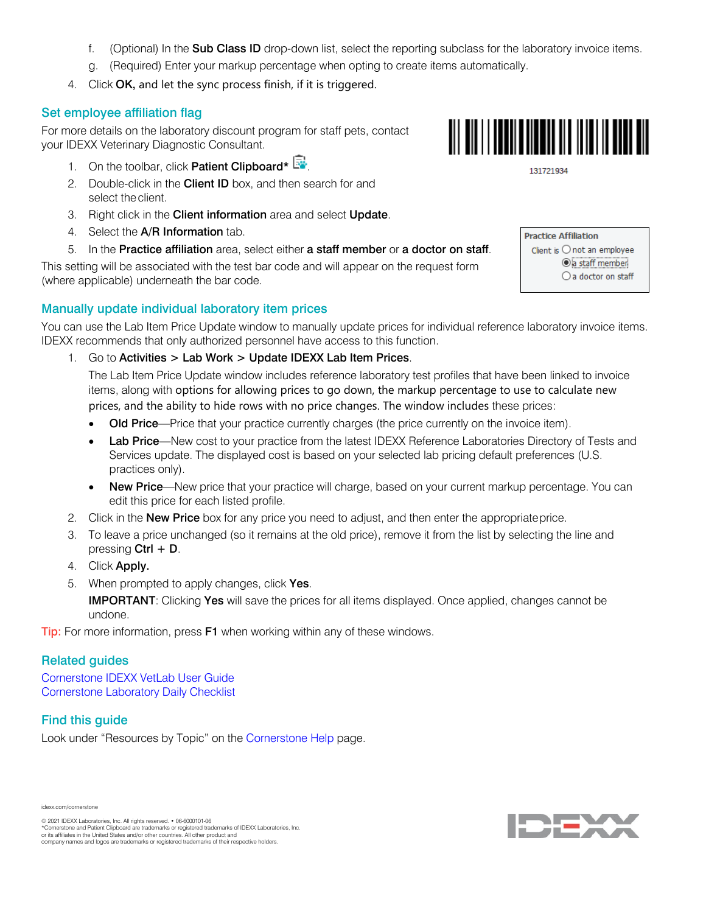f. (Optional) In the **Sub Class ID** drop-down list, select the reporting subclass for the laboratory invoice items.

g. (Required) Enter your markup percentage when opting to create items automatically.

4. Click **OK,** and let the sync process finish, if it is triggered.

## Set employee affiliation flag

For more details on the laboratory discount program for staff pets, contact your IDEXX Veterinary Diagnostic Consultant.

131721934

1. On the toolbar, click **Patient Clipboard\*** .
2. Double-click in the **Client ID** box, and then search for and select the client.
3. Right click in the **Client information** area and select **Update**.
4. Select the **A/R Information** tab.
5. In the **Practice affiliation** area, select either **a staff member** or **a doctor on staff**.

Practice Affiliation

Client is ○ not an employee
◉ a staff member
○ a doctor on staff

This setting will be associated with the test bar code and will appear on the request form (where applicable) underneath the bar code.

## Manually update individual laboratory item prices

You can use the Lab Item Price Update window to manually update prices for individual reference laboratory invoice items. IDEXX recommends that only authorized personnel have access to this function.

1. Go to **Activities** > **Lab Work** > **Update IDEXX Lab Item Prices**.

   The Lab Item Price Update window includes reference laboratory test profiles that have been linked to invoice items, along with options for allowing prices to go down, the markup percentage to use to calculate new prices, and the ability to hide rows with no price changes. The window includes these prices:

   - **Old Price**—Price that your practice currently charges (the price currently on the invoice item).
   - **Lab Price**—New cost to your practice from the latest IDEXX Reference Laboratories Directory of Tests and Services update. The displayed cost is based on your selected lab pricing default preferences (U.S. practices only).
   - **New Price**—New price that your practice will charge, based on your current markup percentage. You can edit this price for each listed profile.

2. Click in the **New Price** box for any price you need to adjust, and then enter the appropriate price.
3. To leave a price unchanged (so it remains at the old price), remove it from the list by selecting the line and pressing **Ctrl** + **D**.
4. Click **Apply.**
5. When prompted to apply changes, click **Yes**.

   **IMPORTANT**: Clicking **Yes** will save the prices for all items displayed. Once applied, changes cannot be undone.

Tip: For more information, press **F1** when working within any of these windows.

## Related guides

Cornerstone IDEXX VetLab User Guide
Cornerstone Laboratory Daily Checklist

## Find this guide

Look under "Resources by Topic" on the Cornerstone Help page.

idexx.com/cornerstone

© 2021 IDEXX Laboratories, Inc. All rights reserved. • 06-6000101-06
\*Cornerstone and Patient Clipboard are trademarks or registered trademarks of IDEXX Laboratories, Inc. or its affiliates in the United States and/or other countries. All other product and company names and logos are trademarks or registered trademarks of their respective holders.

IDEXX